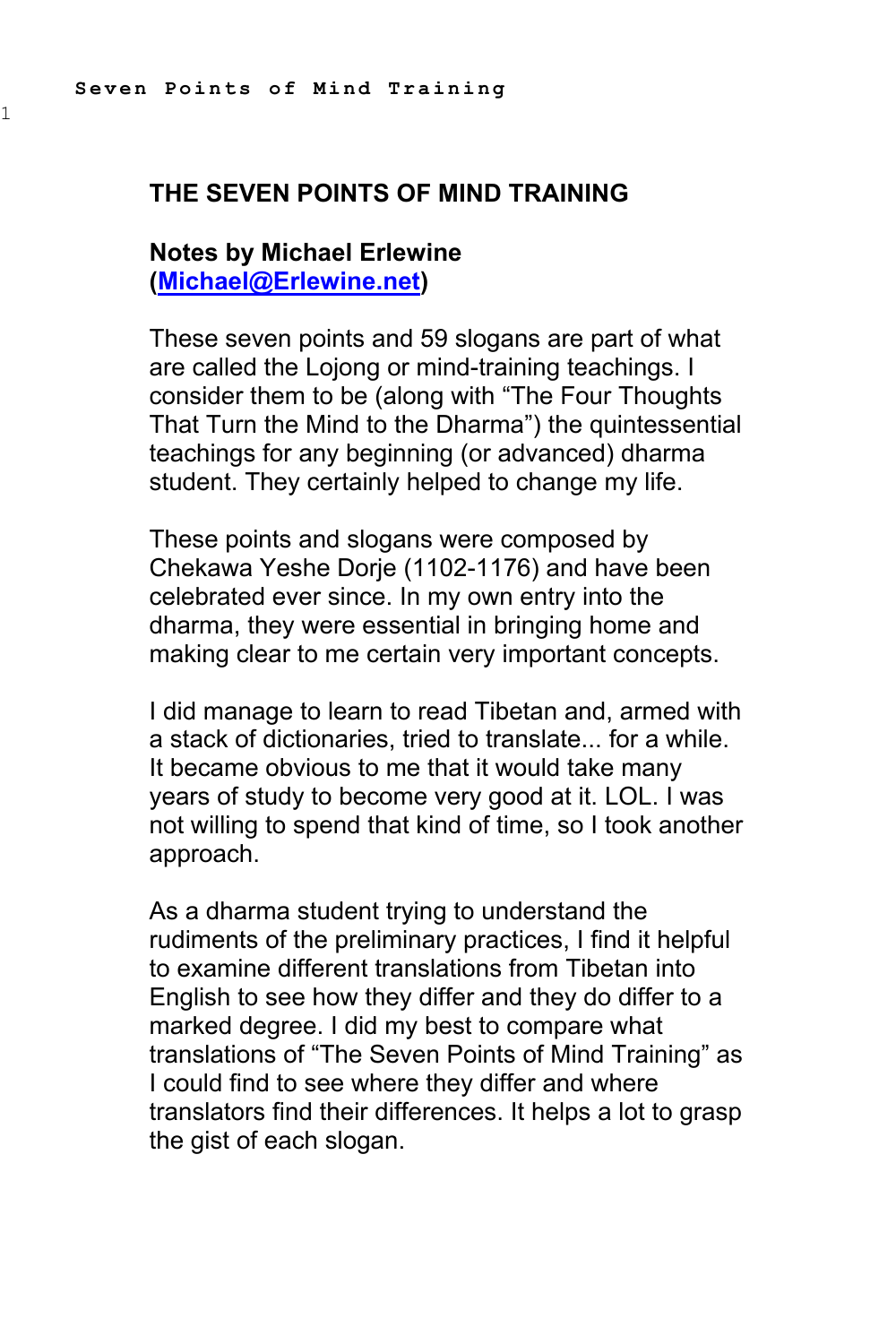# THE SEVEN POINTS OF MIND TRAINING

**Notes by Michael Erlewine**
**([Michael@Erlewine.net](mailto:Michael@Erlewine.net))**

These seven points and 59 slogans are part of what are called the Lojong or mind-training teachings. I consider them to be (along with "The Four Thoughts That Turn the Mind to the Dharma") the quintessential teachings for any beginning (or advanced) dharma student. They certainly helped to change my life.

These points and slogans were composed by Chekawa Yeshe Dorje (1102-1176) and have been celebrated ever since. In my own entry into the dharma, they were essential in bringing home and making clear to me certain very important concepts.

I did manage to learn to read Tibetan and, armed with a stack of dictionaries, tried to translate... for a while. It became obvious to me that it would take many years of study to become very good at it. LOL. I was not willing to spend that kind of time, so I took another approach.

As a dharma student trying to understand the rudiments of the preliminary practices, I find it helpful to examine different translations from Tibetan into English to see how they differ and they do differ to a marked degree. I did my best to compare what translations of "The Seven Points of Mind Training" as I could find to see where they differ and where translators find their differences. It helps a lot to grasp the gist of each slogan.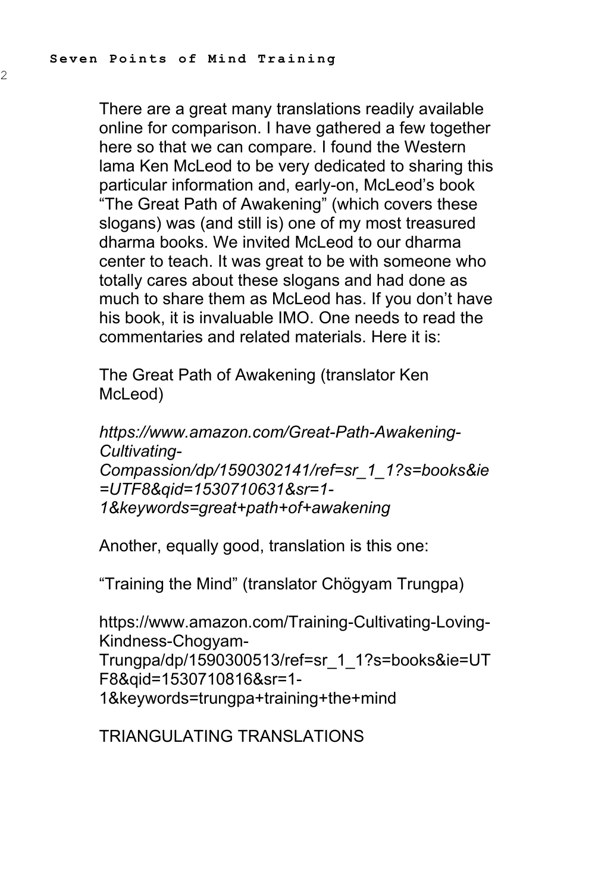There are a great many translations readily available online for comparison. I have gathered a few together here so that we can compare. I found the Western lama Ken McLeod to be very dedicated to sharing this particular information and, early-on, McLeod's book "The Great Path of Awakening" (which covers these slogans) was (and still is) one of my most treasured dharma books. We invited McLeod to our dharma center to teach. It was great to be with someone who totally cares about these slogans and had done as much to share them as McLeod has. If you don't have his book, it is invaluable IMO. One needs to read the commentaries and related materials. Here it is:

The Great Path of Awakening (translator Ken McLeod)

*https://www.amazon.com/Great-Path-Awakening-Cultivating-Compassion/dp/1590302141/ref=sr_1_1?s=books&ie=UTF8&qid=1530710631&sr=1-1&keywords=great+path+of+awakening*

Another, equally good, translation is this one:

"Training the Mind" (translator Chögyam Trungpa)

https://www.amazon.com/Training-Cultivating-Loving-Kindness-Chogyam-Trungpa/dp/1590300513/ref=sr_1_1?s=books&ie=UTF8&qid=1530710816&sr=1-1&keywords=trungpa+training+the+mind

TRIANGULATING TRANSLATIONS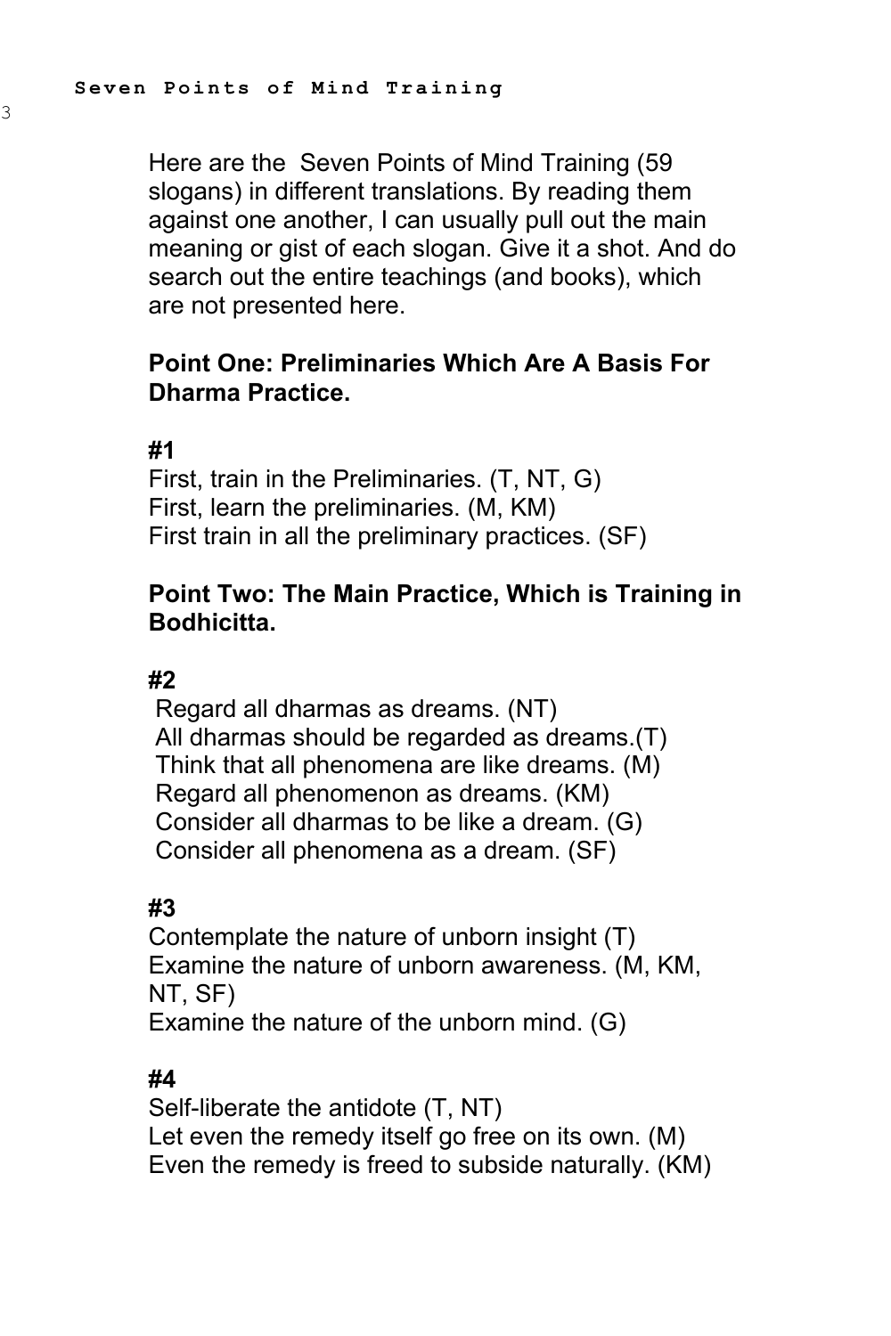Here are the  Seven Points of Mind Training (59 slogans) in different translations. By reading them against one another, I can usually pull out the main meaning or gist of each slogan. Give it a shot. And do search out the entire teachings (and books), which are not presented here.

**Point One: Preliminaries Which Are A Basis For Dharma Practice.**

**#1**

First, train in the Preliminaries. (T, NT, G)
First, learn the preliminaries. (M, KM)
First train in all the preliminary practices. (SF)

**Point Two: The Main Practice, Which is Training in Bodhicitta.**

**#2**

Regard all dharmas as dreams. (NT)
All dharmas should be regarded as dreams.(T)
Think that all phenomena are like dreams. (M)
Regard all phenomenon as dreams. (KM)
Consider all dharmas to be like a dream. (G)
Consider all phenomena as a dream. (SF)

**#3**

Contemplate the nature of unborn insight (T)
Examine the nature of unborn awareness. (M, KM, NT, SF)
Examine the nature of the unborn mind. (G)

**#4**

Self-liberate the antidote (T, NT)
Let even the remedy itself go free on its own. (M)
Even the remedy is freed to subside naturally. (KM)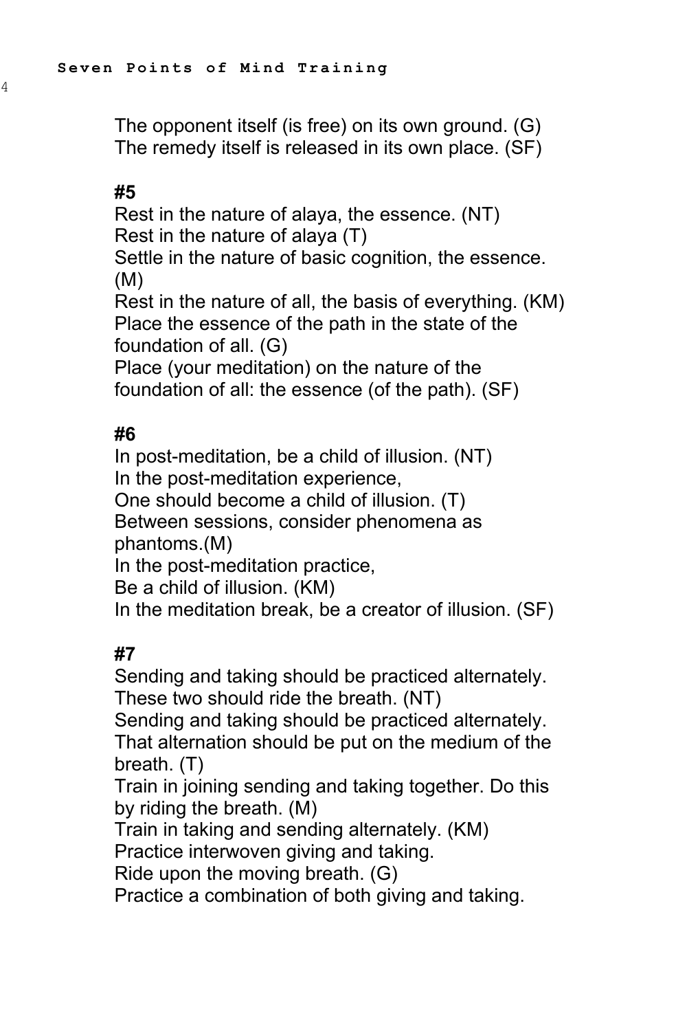The opponent itself (is free) on its own ground. (G)
The remedy itself is released in its own place. (SF)

**#5**

Rest in the nature of alaya, the essence. (NT)
Rest in the nature of alaya (T)
Settle in the nature of basic cognition, the essence. (M)
Rest in the nature of all, the basis of everything. (KM)
Place the essence of the path in the state of the foundation of all. (G)
Place (your meditation) on the nature of the foundation of all: the essence (of the path). (SF)

**#6**

In post-meditation, be a child of illusion. (NT)
In the post-meditation experience,
One should become a child of illusion. (T)
Between sessions, consider phenomena as phantoms.(M)
In the post-meditation practice,
Be a child of illusion. (KM)
In the meditation break, be a creator of illusion. (SF)

**#7**

Sending and taking should be practiced alternately.
These two should ride the breath. (NT)
Sending and taking should be practiced alternately.
That alternation should be put on the medium of the breath. (T)
Train in joining sending and taking together. Do this by riding the breath. (M)
Train in taking and sending alternately. (KM)
Practice interwoven giving and taking.
Ride upon the moving breath. (G)
Practice a combination of both giving and taking.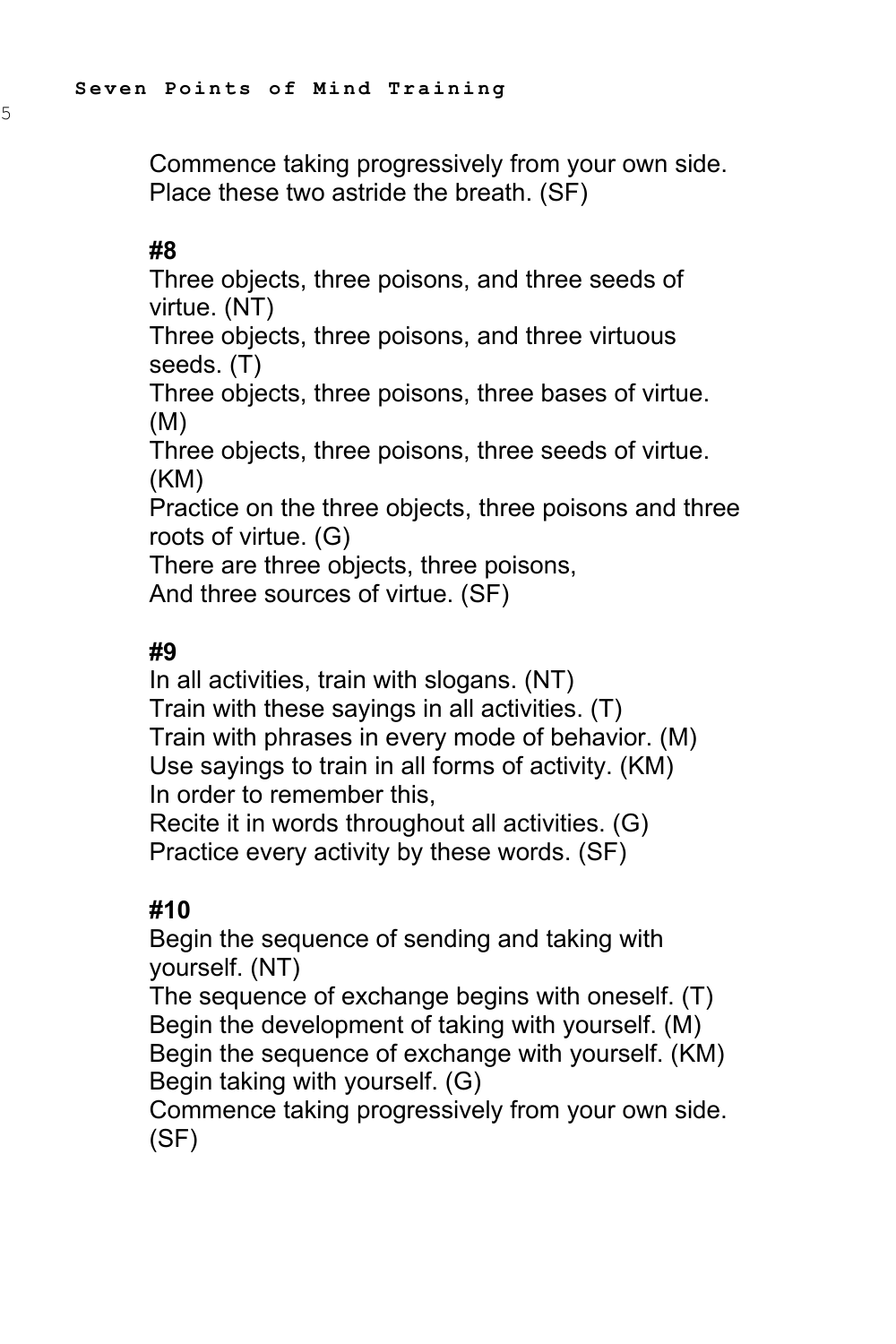Commence taking progressively from your own side.
Place these two astride the breath. (SF)

**#8**
Three objects, three poisons, and three seeds of virtue. (NT)
Three objects, three poisons, and three virtuous seeds. (T)
Three objects, three poisons, three bases of virtue. (M)
Three objects, three poisons, three seeds of virtue. (KM)
Practice on the three objects, three poisons and three roots of virtue. (G)
There are three objects, three poisons,
And three sources of virtue. (SF)

**#9**
In all activities, train with slogans. (NT)
Train with these sayings in all activities. (T)
Train with phrases in every mode of behavior. (M)
Use sayings to train in all forms of activity. (KM)
In order to remember this,
Recite it in words throughout all activities. (G)
Practice every activity by these words. (SF)

**#10**
Begin the sequence of sending and taking with yourself. (NT)
The sequence of exchange begins with oneself. (T)
Begin the development of taking with yourself. (M)
Begin the sequence of exchange with yourself. (KM)
Begin taking with yourself. (G)
Commence taking progressively from your own side. (SF)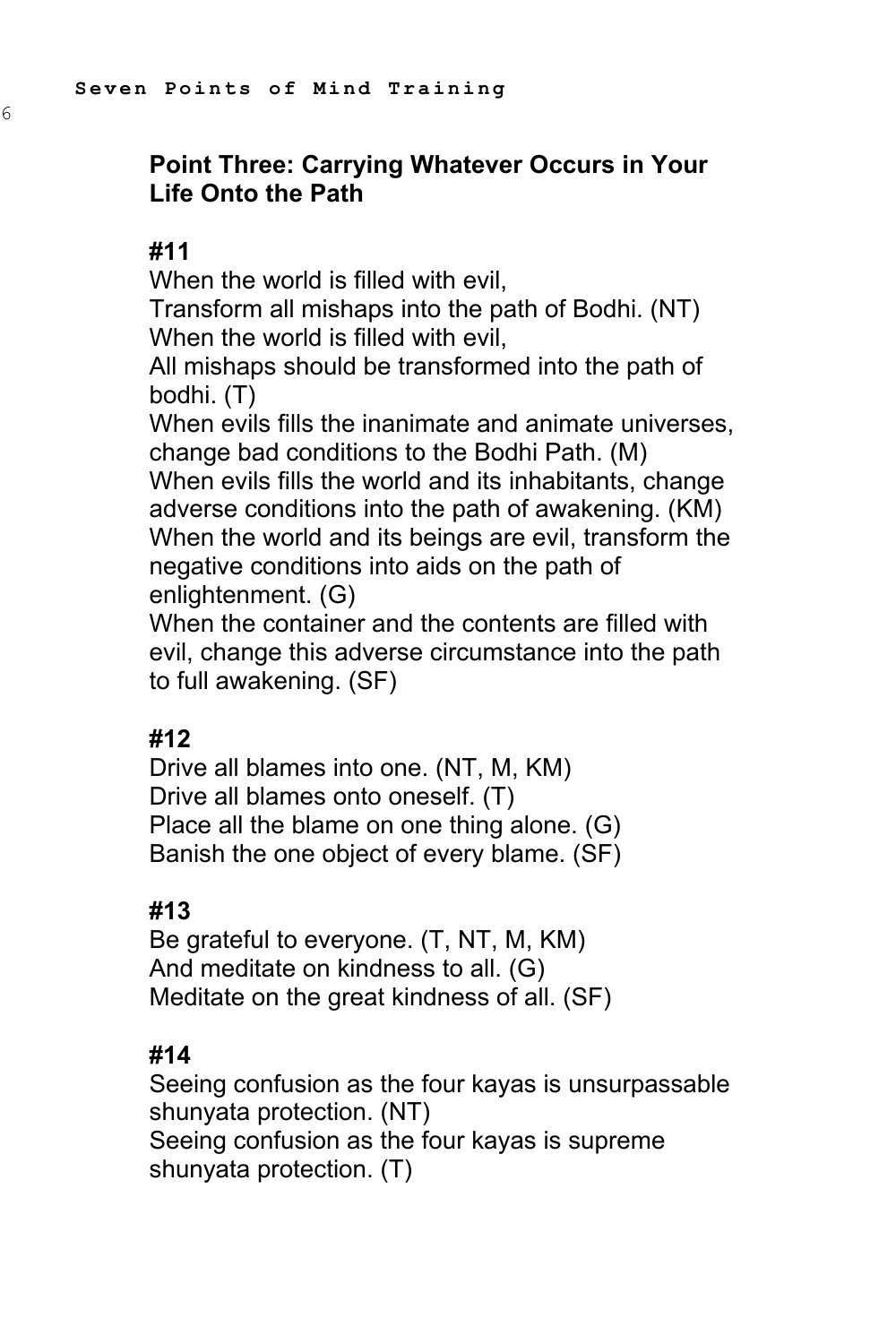## Point Three: Carrying Whatever Occurs in Your Life Onto the Path

### #11

When the world is filled with evil,
Transform all mishaps into the path of Bodhi. (NT)
When the world is filled with evil,
All mishaps should be transformed into the path of bodhi. (T)
When evils fills the inanimate and animate universes, change bad conditions to the Bodhi Path. (M)
When evils fills the world and its inhabitants, change adverse conditions into the path of awakening. (KM)
When the world and its beings are evil, transform the negative conditions into aids on the path of enlightenment. (G)
When the container and the contents are filled with evil, change this adverse circumstance into the path to full awakening. (SF)

### #12

Drive all blames into one. (NT, M, KM)
Drive all blames onto oneself. (T)
Place all the blame on one thing alone. (G)
Banish the one object of every blame. (SF)

### #13

Be grateful to everyone. (T, NT, M, KM)
And meditate on kindness to all. (G)
Meditate on the great kindness of all. (SF)

### #14

Seeing confusion as the four kayas is unsurpassable shunyata protection. (NT)
Seeing confusion as the four kayas is supreme shunyata protection. (T)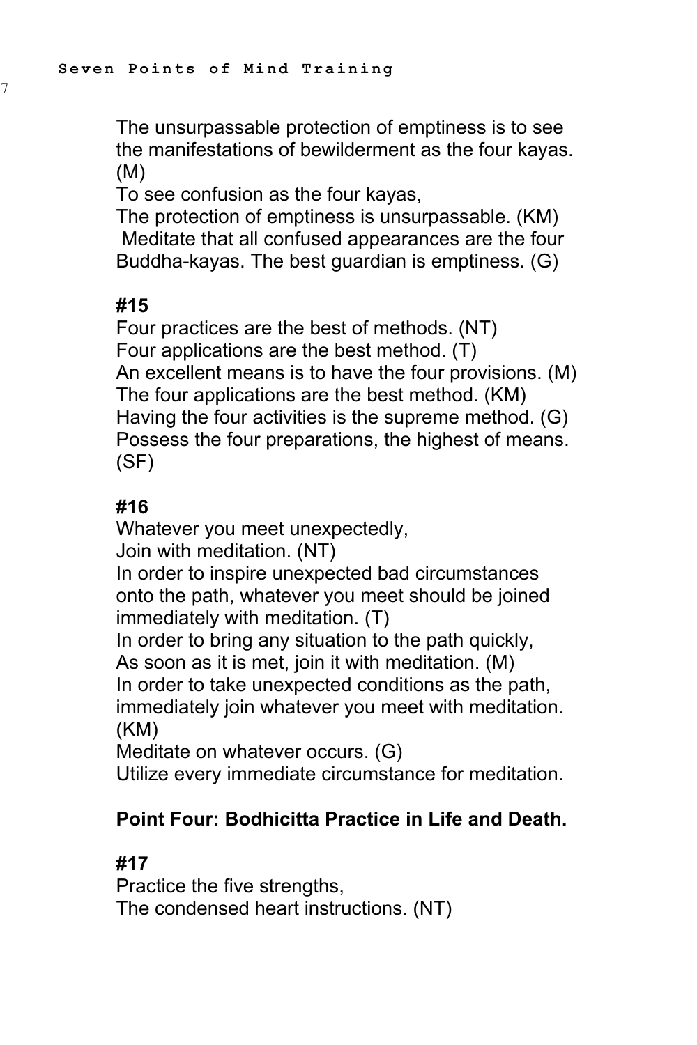The unsurpassable protection of emptiness is to see the manifestations of bewilderment as the four kayas. (M)

To see confusion as the four kayas,
The protection of emptiness is unsurpassable. (KM)

Meditate that all confused appearances are the four Buddha-kayas. The best guardian is emptiness. (G)

**#15**

Four practices are the best of methods. (NT)
Four applications are the best method. (T)
An excellent means is to have the four provisions. (M)
The four applications are the best method. (KM)
Having the four activities is the supreme method. (G)
Possess the four preparations, the highest of means. (SF)

**#16**

Whatever you meet unexpectedly,
Join with meditation. (NT)

In order to inspire unexpected bad circumstances onto the path, whatever you meet should be joined immediately with meditation. (T)

In order to bring any situation to the path quickly,
As soon as it is met, join it with meditation. (M)

In order to take unexpected conditions as the path, immediately join whatever you meet with meditation. (KM)

Meditate on whatever occurs. (G)

Utilize every immediate circumstance for meditation.

**Point Four: Bodhicitta Practice in Life and Death.**

**#17**

Practice the five strengths,
The condensed heart instructions. (NT)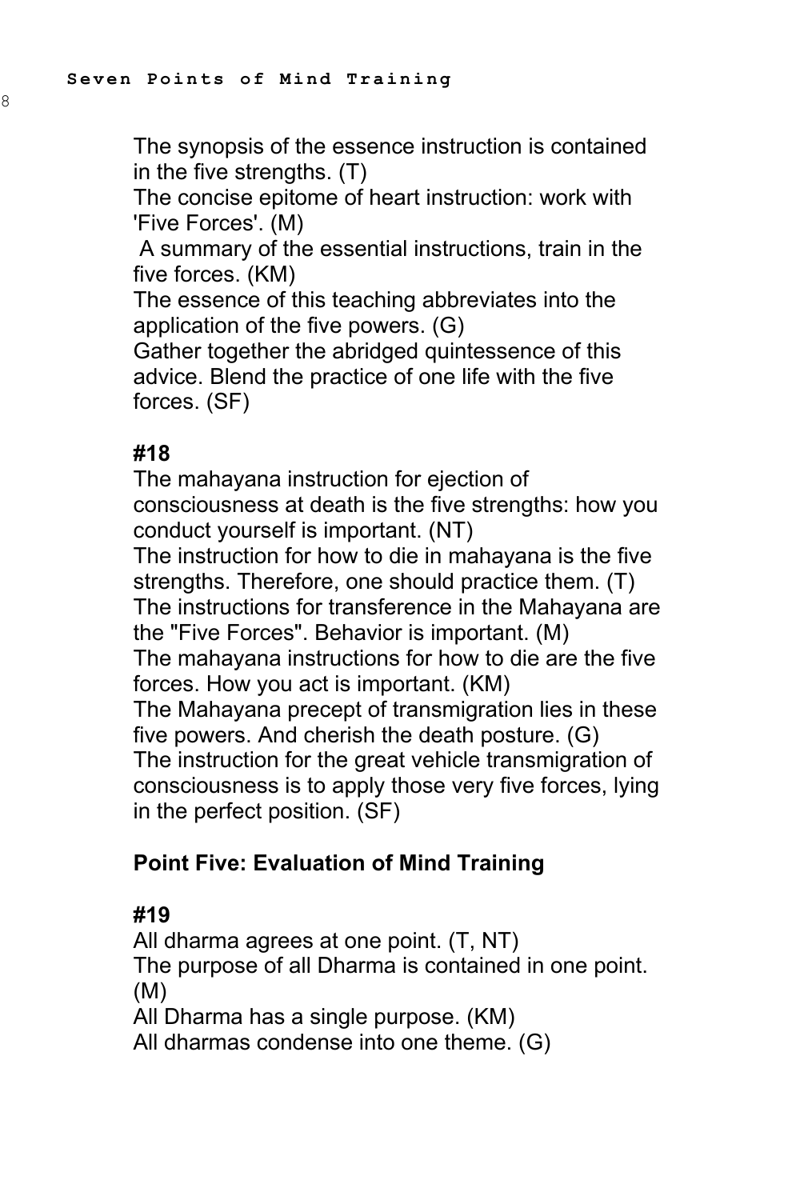The synopsis of the essence instruction is contained in the five strengths. (T)
The concise epitome of heart instruction: work with 'Five Forces'. (M)
A summary of the essential instructions, train in the five forces. (KM)
The essence of this teaching abbreviates into the application of the five powers. (G)
Gather together the abridged quintessence of this advice. Blend the practice of one life with the five forces. (SF)

**#18**

The mahayana instruction for ejection of consciousness at death is the five strengths: how you conduct yourself is important. (NT)
The instruction for how to die in mahayana is the five strengths. Therefore, one should practice them. (T)
The instructions for transference in the Mahayana are the "Five Forces". Behavior is important. (M)
The mahayana instructions for how to die are the five forces. How you act is important. (KM)
The Mahayana precept of transmigration lies in these five powers. And cherish the death posture. (G)
The instruction for the great vehicle transmigration of consciousness is to apply those very five forces, lying in the perfect position. (SF)

## Point Five: Evaluation of Mind Training

**#19**

All dharma agrees at one point. (T, NT)
The purpose of all Dharma is contained in one point. (M)
All Dharma has a single purpose. (KM)
All dharmas condense into one theme. (G)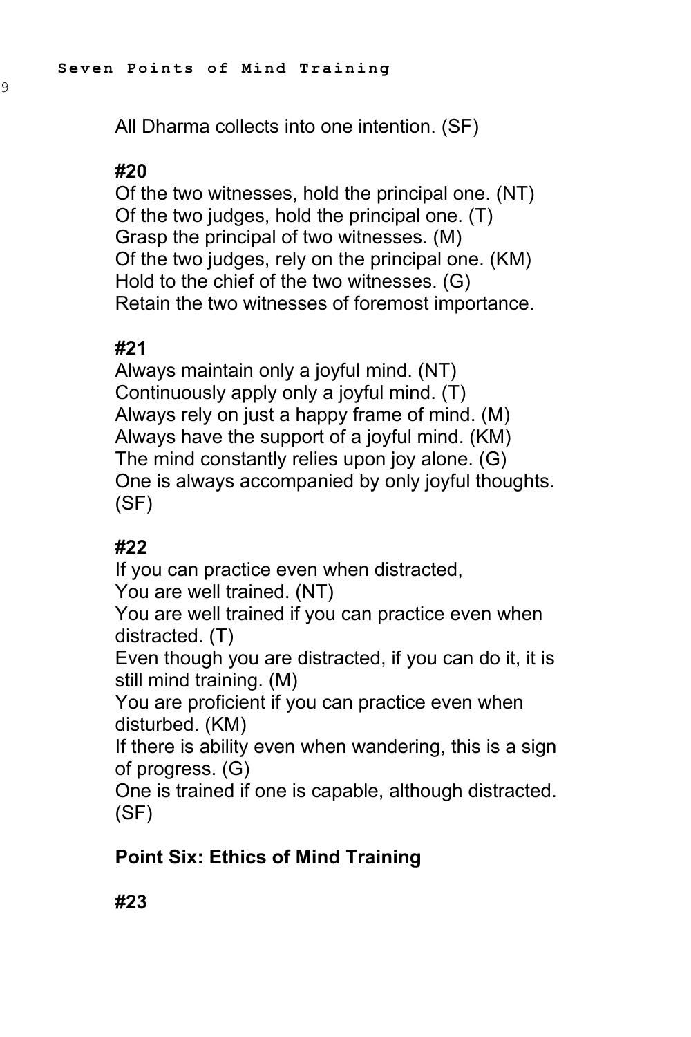All Dharma collects into one intention. (SF)

**#20**

Of the two witnesses, hold the principal one. (NT)
Of the two judges, hold the principal one. (T)
Grasp the principal of two witnesses. (M)
Of the two judges, rely on the principal one. (KM)
Hold to the chief of the two witnesses. (G)
Retain the two witnesses of foremost importance.

**#21**

Always maintain only a joyful mind. (NT)
Continuously apply only a joyful mind. (T)
Always rely on just a happy frame of mind. (M)
Always have the support of a joyful mind. (KM)
The mind constantly relies upon joy alone. (G)
One is always accompanied by only joyful thoughts. (SF)

**#22**

If you can practice even when distracted,
You are well trained. (NT)
You are well trained if you can practice even when distracted. (T)
Even though you are distracted, if you can do it, it is still mind training. (M)
You are proficient if you can practice even when disturbed. (KM)
If there is ability even when wandering, this is a sign of progress. (G)
One is trained if one is capable, although distracted. (SF)

**Point Six: Ethics of Mind Training**

**#23**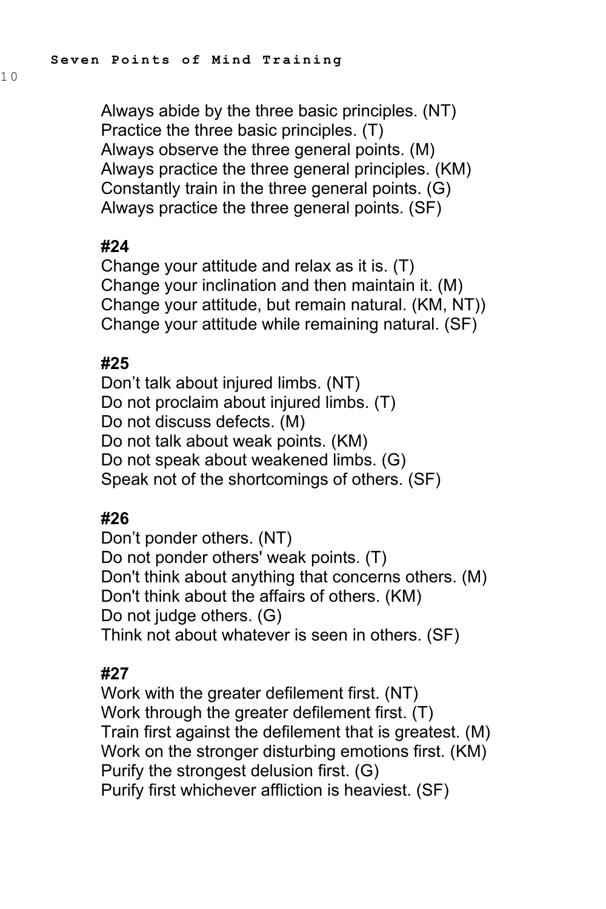Always abide by the three basic principles. (NT)
Practice the three basic principles. (T)
Always observe the three general points. (M)
Always practice the three general principles. (KM)
Constantly train in the three general points. (G)
Always practice the three general points. (SF)

**#24**
Change your attitude and relax as it is. (T)
Change your inclination and then maintain it. (M)
Change your attitude, but remain natural. (KM, NT))
Change your attitude while remaining natural. (SF)

**#25**
Don't talk about injured limbs. (NT)
Do not proclaim about injured limbs. (T)
Do not discuss defects. (M)
Do not talk about weak points. (KM)
Do not speak about weakened limbs. (G)
Speak not of the shortcomings of others. (SF)

**#26**
Don't ponder others. (NT)
Do not ponder others' weak points. (T)
Don't think about anything that concerns others. (M)
Don't think about the affairs of others. (KM)
Do not judge others. (G)
Think not about whatever is seen in others. (SF)

**#27**
Work with the greater defilement first. (NT)
Work through the greater defilement first. (T)
Train first against the defilement that is greatest. (M)
Work on the stronger disturbing emotions first. (KM)
Purify the strongest delusion first. (G)
Purify first whichever affliction is heaviest. (SF)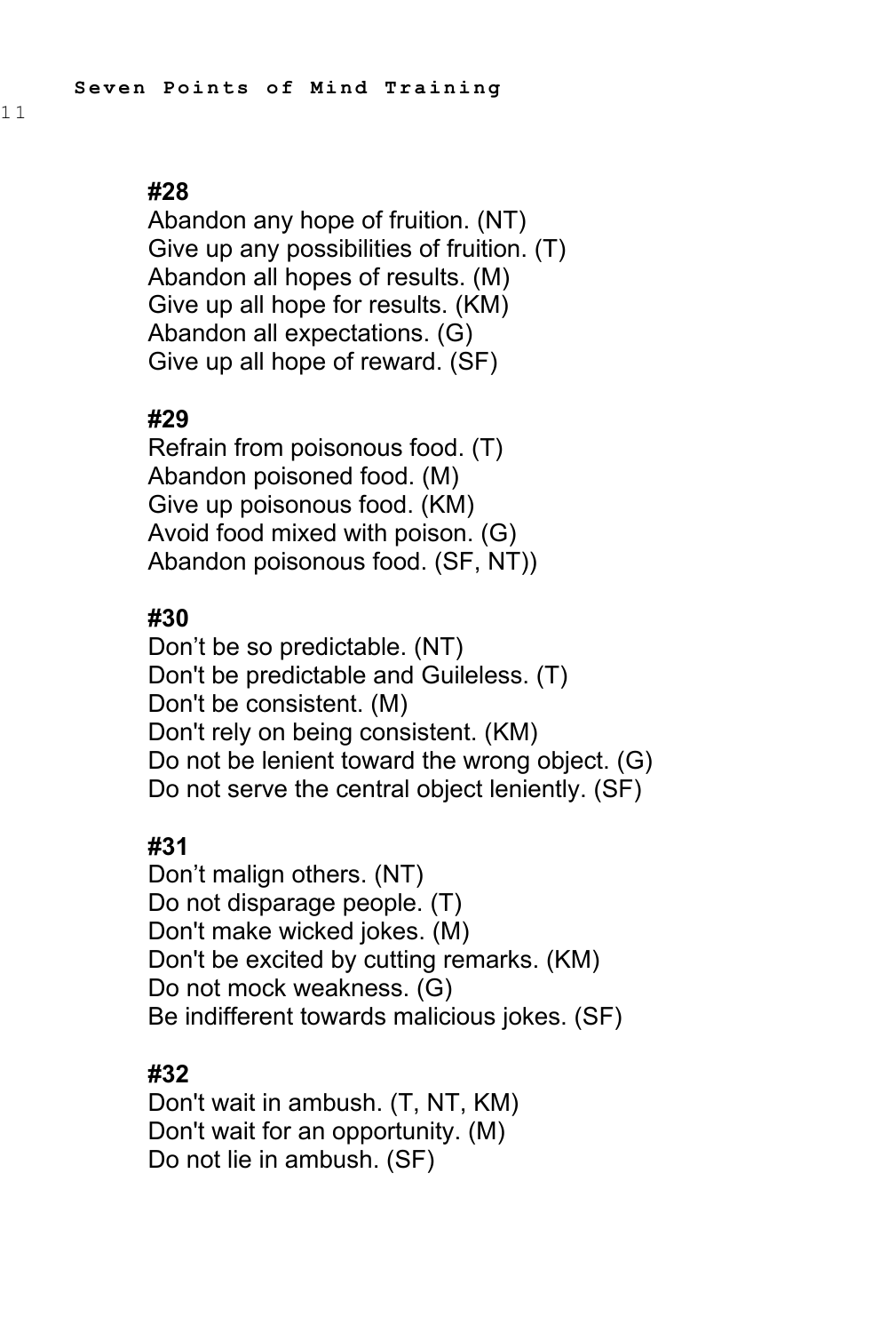#### #28

Abandon any hope of fruition. (NT)
Give up any possibilities of fruition. (T)
Abandon all hopes of results. (M)
Give up all hope for results. (KM)
Abandon all expectations. (G)
Give up all hope of reward. (SF)

#### #29

Refrain from poisonous food. (T)
Abandon poisoned food. (M)
Give up poisonous food. (KM)
Avoid food mixed with poison. (G)
Abandon poisonous food. (SF, NT))

#### #30

Don’t be so predictable. (NT)
Don't be predictable and Guileless. (T)
Don't be consistent. (M)
Don't rely on being consistent. (KM)
Do not be lenient toward the wrong object. (G)
Do not serve the central object leniently. (SF)

#### #31

Don’t malign others. (NT)
Do not disparage people. (T)
Don't make wicked jokes. (M)
Don't be excited by cutting remarks. (KM)
Do not mock weakness. (G)
Be indifferent towards malicious jokes. (SF)

#### #32

Don't wait in ambush. (T, NT, KM)
Don't wait for an opportunity. (M)
Do not lie in ambush. (SF)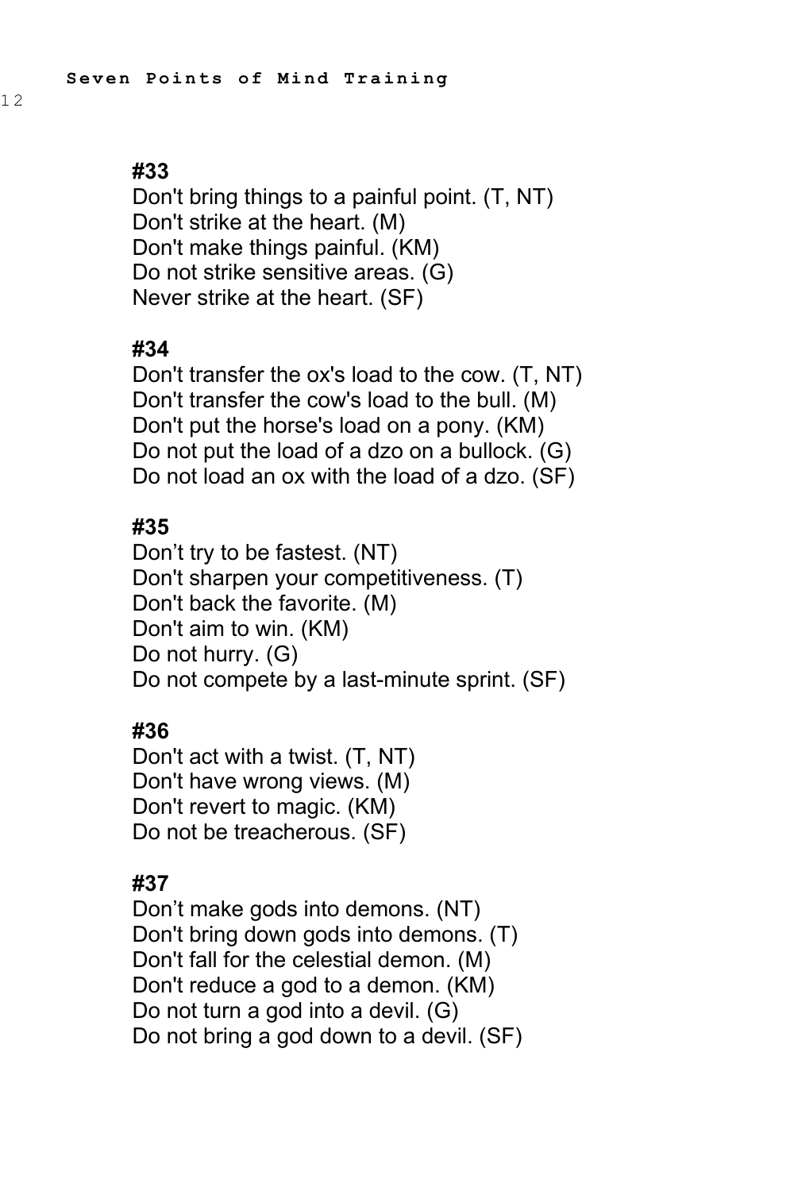#### #33

Don't bring things to a painful point. (T, NT)
Don't strike at the heart. (M)
Don't make things painful. (KM)
Do not strike sensitive areas. (G)
Never strike at the heart. (SF)

#### #34

Don't transfer the ox's load to the cow. (T, NT)
Don't transfer the cow's load to the bull. (M)
Don't put the horse's load on a pony. (KM)
Do not put the load of a dzo on a bullock. (G)
Do not load an ox with the load of a dzo. (SF)

#### #35

Don’t try to be fastest. (NT)
Don't sharpen your competitiveness. (T)
Don't back the favorite. (M)
Don't aim to win. (KM)
Do not hurry. (G)
Do not compete by a last-minute sprint. (SF)

#### #36

Don't act with a twist. (T, NT)
Don't have wrong views. (M)
Don't revert to magic. (KM)
Do not be treacherous. (SF)

#### #37

Don’t make gods into demons. (NT)
Don't bring down gods into demons. (T)
Don't fall for the celestial demon. (M)
Don't reduce a god to a demon. (KM)
Do not turn a god into a devil. (G)
Do not bring a god down to a devil. (SF)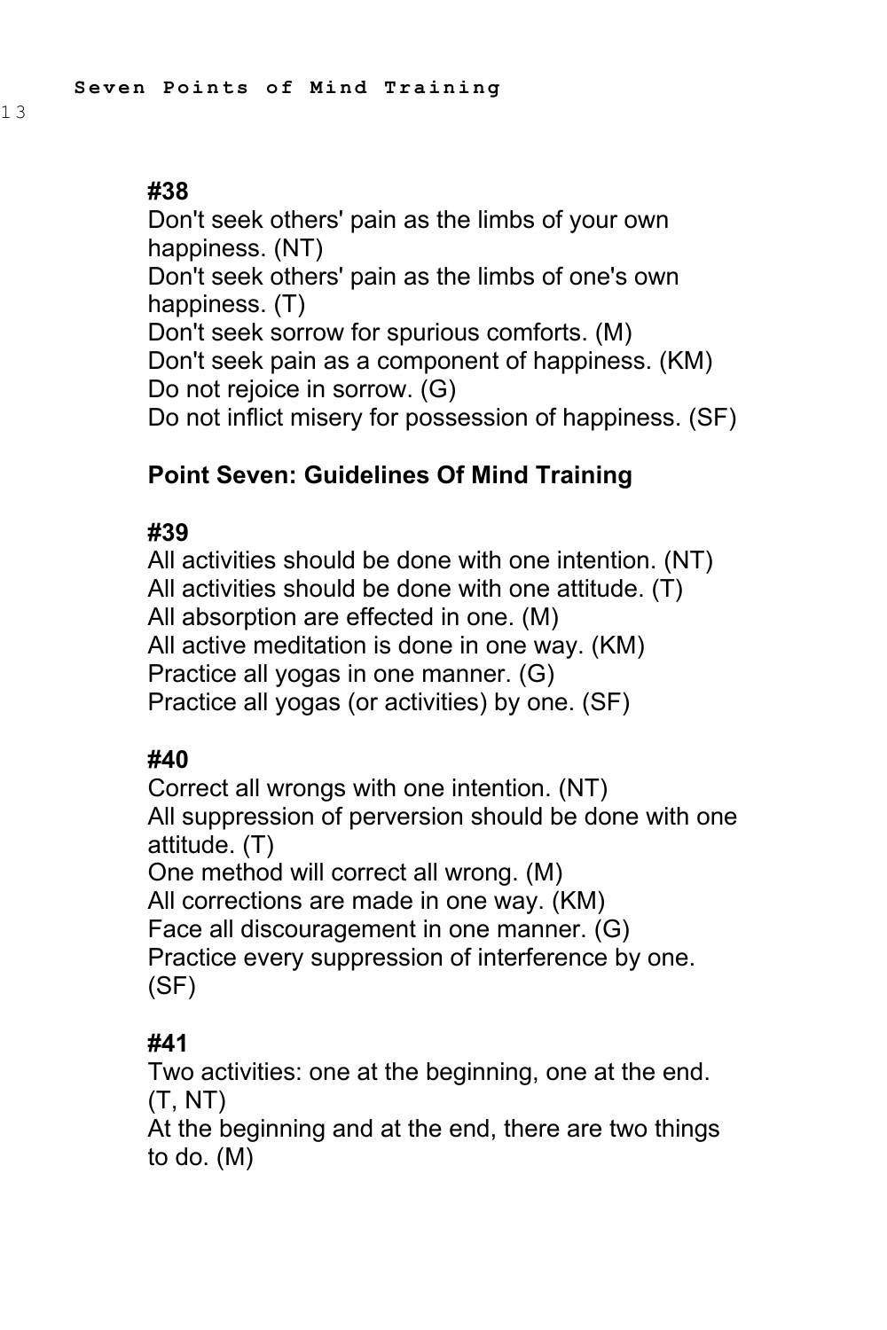**#38**
Don't seek others' pain as the limbs of your own happiness. (NT)
Don't seek others' pain as the limbs of one's own happiness. (T)
Don't seek sorrow for spurious comforts. (M)
Don't seek pain as a component of happiness. (KM)
Do not rejoice in sorrow. (G)
Do not inflict misery for possession of happiness. (SF)

## Point Seven: Guidelines Of Mind Training

**#39**
All activities should be done with one intention. (NT)
All activities should be done with one attitude. (T)
All absorption are effected in one. (M)
All active meditation is done in one way. (KM)
Practice all yogas in one manner. (G)
Practice all yogas (or activities) by one. (SF)

**#40**
Correct all wrongs with one intention. (NT)
All suppression of perversion should be done with one attitude. (T)
One method will correct all wrong. (M)
All corrections are made in one way. (KM)
Face all discouragement in one manner. (G)
Practice every suppression of interference by one. (SF)

**#41**
Two activities: one at the beginning, one at the end. (T, NT)
At the beginning and at the end, there are two things to do. (M)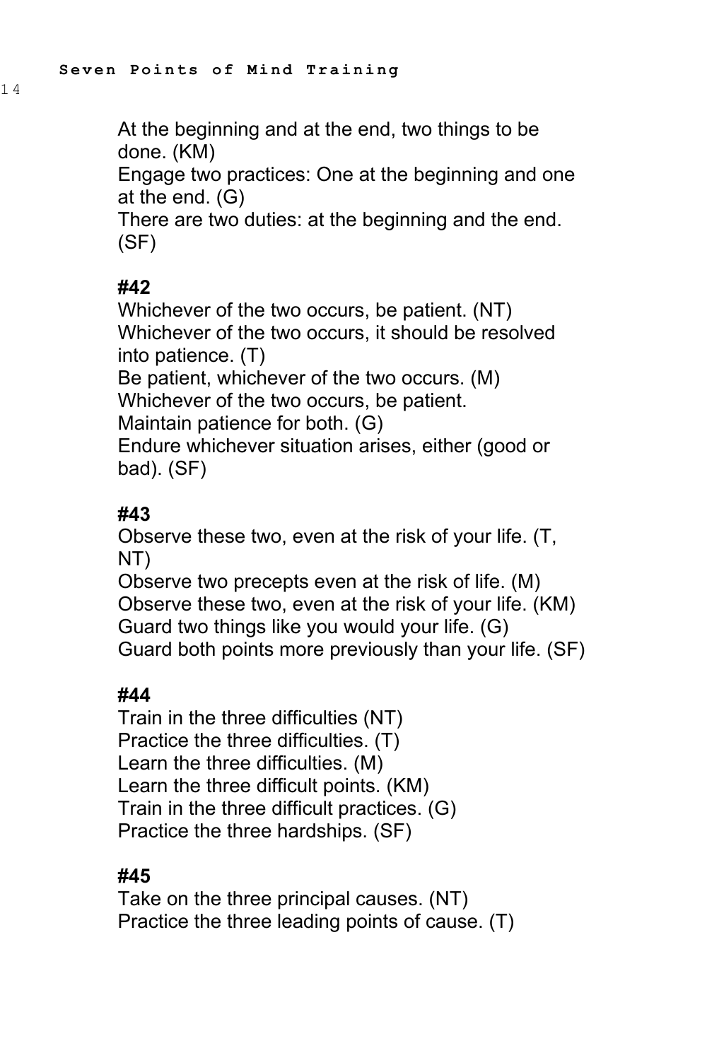At the beginning and at the end, two things to be done. (KM)
Engage two practices: One at the beginning and one at the end. (G)
There are two duties: at the beginning and the end. (SF)

**#42**
Whichever of the two occurs, be patient. (NT)
Whichever of the two occurs, it should be resolved into patience. (T)
Be patient, whichever of the two occurs. (M)
Whichever of the two occurs, be patient.
Maintain patience for both. (G)
Endure whichever situation arises, either (good or bad). (SF)

**#43**
Observe these two, even at the risk of your life. (T, NT)
Observe two precepts even at the risk of life. (M)
Observe these two, even at the risk of your life. (KM)
Guard two things like you would your life. (G)
Guard both points more previously than your life. (SF)

**#44**
Train in the three difficulties (NT)
Practice the three difficulties. (T)
Learn the three difficulties. (M)
Learn the three difficult points. (KM)
Train in the three difficult practices. (G)
Practice the three hardships. (SF)

**#45**
Take on the three principal causes. (NT)
Practice the three leading points of cause. (T)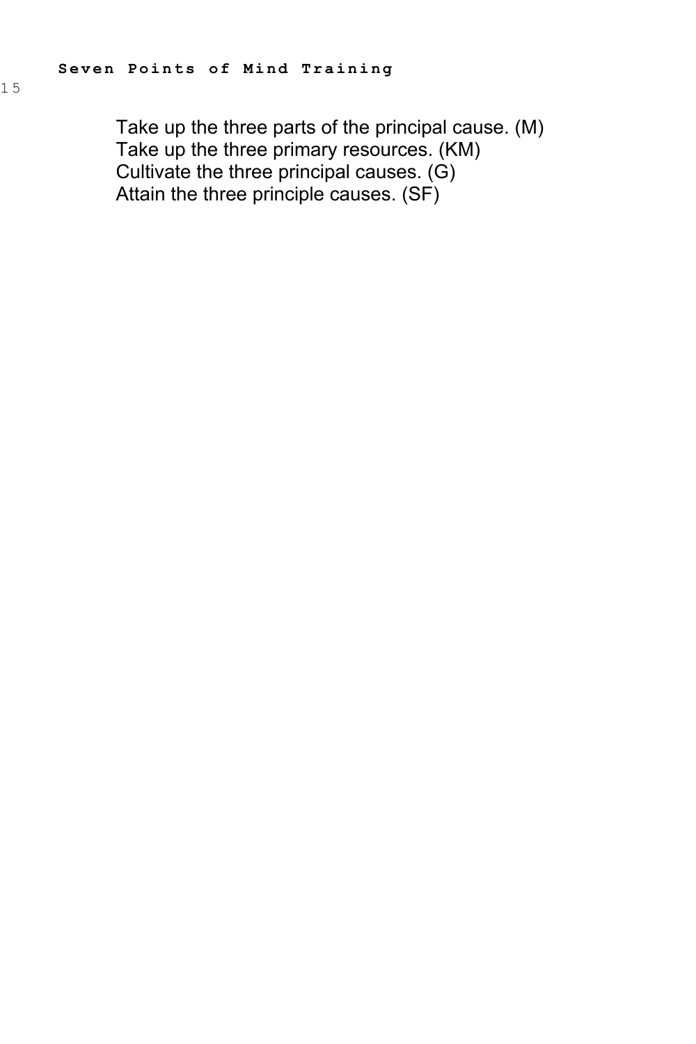Take up the three parts of the principal cause. (M)
Take up the three primary resources. (KM)
Cultivate the three principal causes. (G)
Attain the three principle causes. (SF)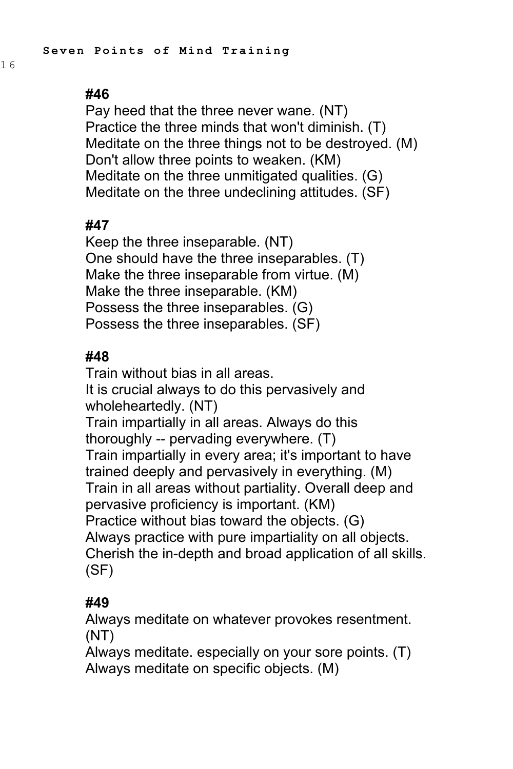**#46**

Pay heed that the three never wane. (NT)
Practice the three minds that won't diminish. (T)
Meditate on the three things not to be destroyed. (M)
Don't allow three points to weaken. (KM)
Meditate on the three unmitigated qualities. (G)
Meditate on the three undeclining attitudes. (SF)

**#47**

Keep the three inseparable. (NT)
One should have the three inseparables. (T)
Make the three inseparable from virtue. (M)
Make the three inseparable. (KM)
Possess the three inseparables. (G)
Possess the three inseparables. (SF)

**#48**

Train without bias in all areas.
It is crucial always to do this pervasively and wholeheartedly. (NT)
Train impartially in all areas. Always do this thoroughly -- pervading everywhere. (T)
Train impartially in every area; it's important to have trained deeply and pervasively in everything. (M)
Train in all areas without partiality. Overall deep and pervasive proficiency is important. (KM)
Practice without bias toward the objects. (G)
Always practice with pure impartiality on all objects. Cherish the in-depth and broad application of all skills. (SF)

**#49**

Always meditate on whatever provokes resentment. (NT)
Always meditate. especially on your sore points. (T)
Always meditate on specific objects. (M)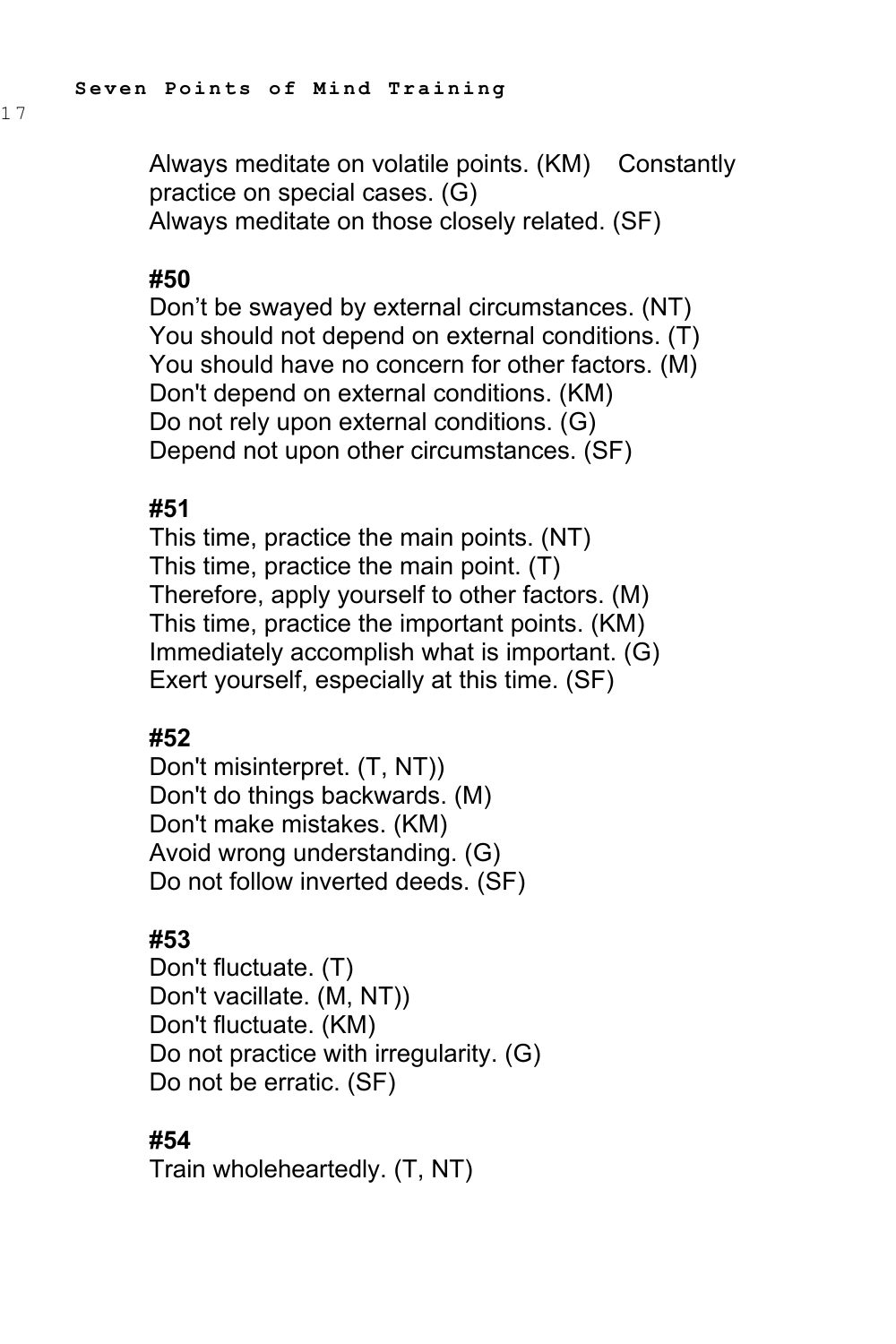Always meditate on volatile points. (KM)    Constantly practice on special cases. (G)
Always meditate on those closely related. (SF)

**#50**
Don't be swayed by external circumstances. (NT)
You should not depend on external conditions. (T)
You should have no concern for other factors. (M)
Don't depend on external conditions. (KM)
Do not rely upon external conditions. (G)
Depend not upon other circumstances. (SF)

**#51**
This time, practice the main points. (NT)
This time, practice the main point. (T)
Therefore, apply yourself to other factors. (M)
This time, practice the important points. (KM)
Immediately accomplish what is important. (G)
Exert yourself, especially at this time. (SF)

**#52**
Don't misinterpret. (T, NT))
Don't do things backwards. (M)
Don't make mistakes. (KM)
Avoid wrong understanding. (G)
Do not follow inverted deeds. (SF)

**#53**
Don't fluctuate. (T)
Don't vacillate. (M, NT))
Don't fluctuate. (KM)
Do not practice with irregularity. (G)
Do not be erratic. (SF)

**#54**
Train wholeheartedly. (T, NT)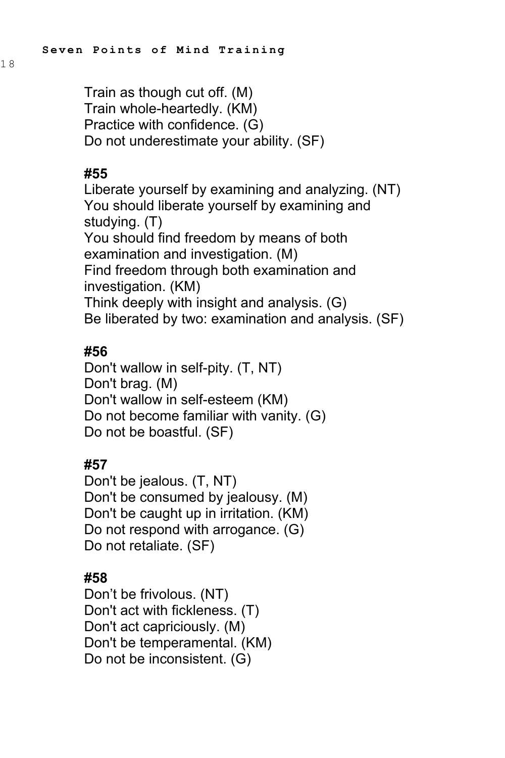Train as though cut off. (M)
Train whole-heartedly. (KM)
Practice with confidence. (G)
Do not underestimate your ability. (SF)

**#55**

Liberate yourself by examining and analyzing. (NT)
You should liberate yourself by examining and studying. (T)
You should find freedom by means of both examination and investigation. (M)
Find freedom through both examination and investigation. (KM)
Think deeply with insight and analysis. (G)
Be liberated by two: examination and analysis. (SF)

**#56**

Don't wallow in self-pity. (T, NT)
Don't brag. (M)
Don't wallow in self-esteem (KM)
Do not become familiar with vanity. (G)
Do not be boastful. (SF)

**#57**

Don't be jealous. (T, NT)
Don't be consumed by jealousy. (M)
Don't be caught up in irritation. (KM)
Do not respond with arrogance. (G)
Do not retaliate. (SF)

**#58**

Don’t be frivolous. (NT)
Don't act with fickleness. (T)
Don't act capriciously. (M)
Don't be temperamental. (KM)
Do not be inconsistent. (G)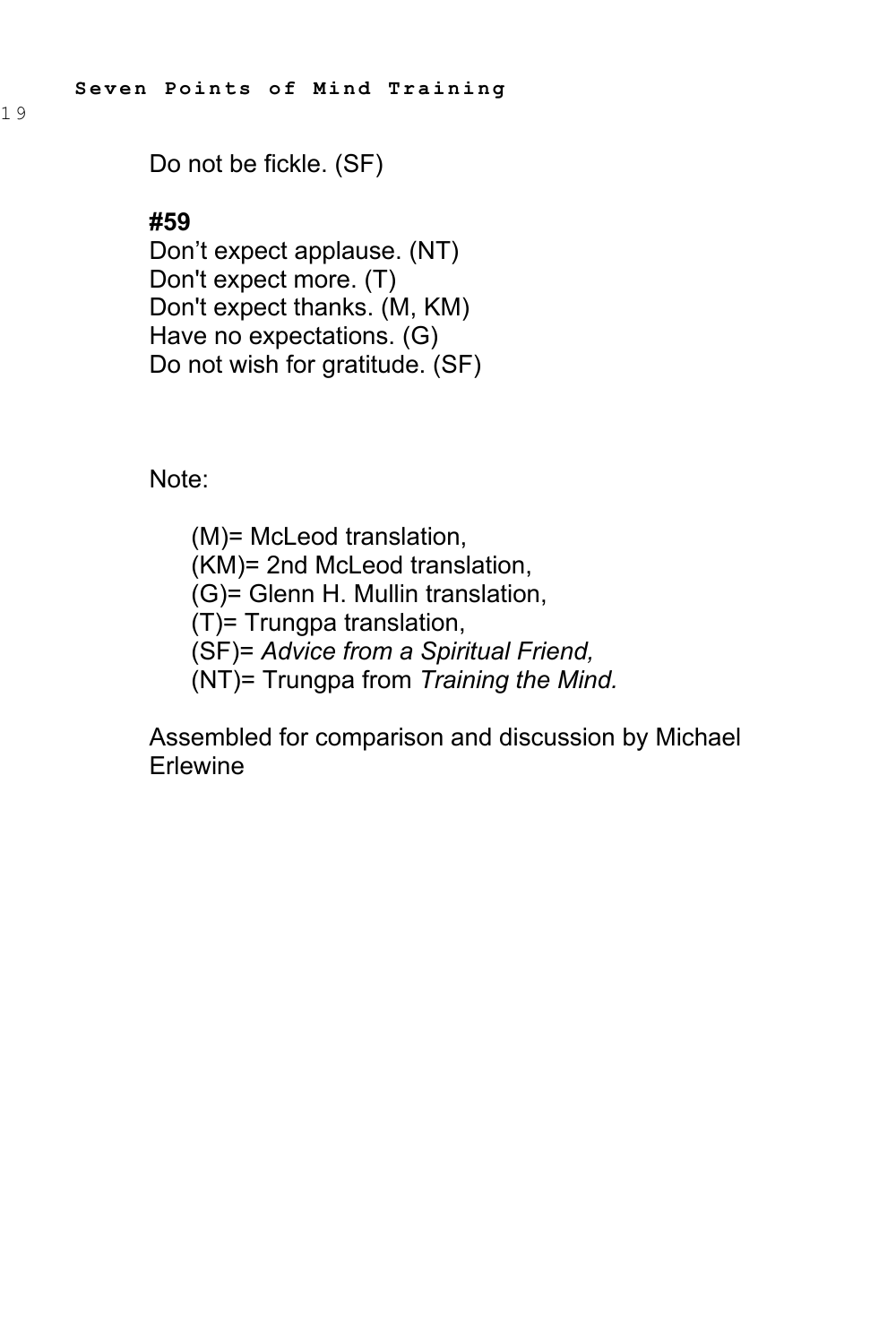Do not be fickle. (SF)

**#59**
Don’t expect applause. (NT)
Don't expect more. (T)
Don't expect thanks. (M, KM)
Have no expectations. (G)
Do not wish for gratitude. (SF)

Note:

(M)= McLeod translation,
(KM)= 2nd McLeod translation,
(G)= Glenn H. Mullin translation,
(T)= Trungpa translation,
(SF)= *Advice from a Spiritual Friend,*
(NT)= Trungpa from *Training the Mind.*

Assembled for comparison and discussion by Michael Erlewine